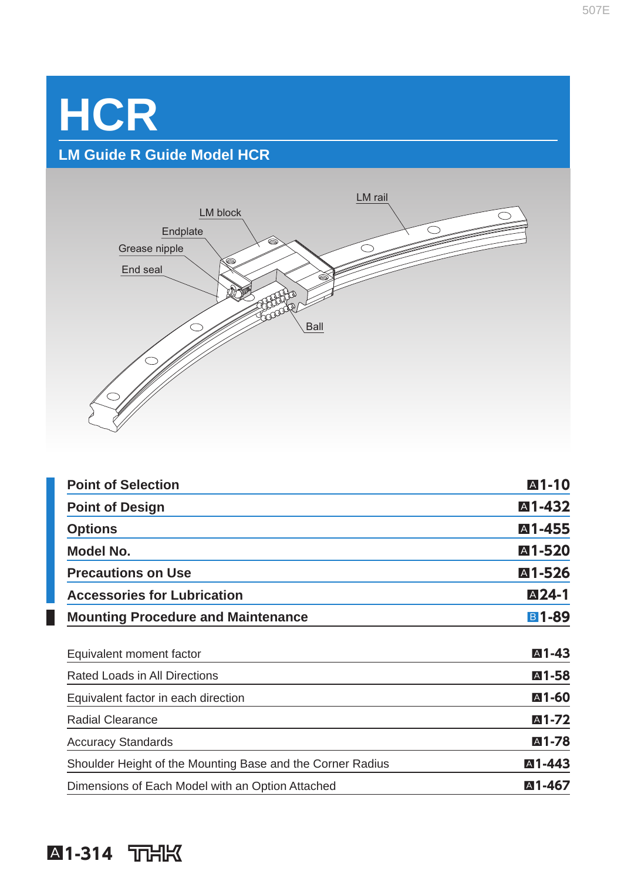# HCR

## LM Guide R Guide Model HCR

LM rail
LM block
Endplate
Grease nipple
End seal
Ball

| | |
|---|---|
| **Point of Selection** | **A1-10** |
| **Point of Design** | **A1-432** |
| **Options** | **A1-455** |
| **Model No.** | **A1-520** |
| **Precautions on Use** | **A1-526** |
| **Accessories for Lubrication** | **A24-1** |
| **Mounting Procedure and Maintenance** | **B1-89** |

| | |
|---|---|
| Equivalent moment factor | A1-43 |
| Rated Loads in All Directions | A1-58 |
| Equivalent factor in each direction | A1-60 |
| Radial Clearance | A1-72 |
| Accuracy Standards | A1-78 |
| Shoulder Height of the Mounting Base and the Corner Radius | A1-443 |
| Dimensions of Each Model with an Option Attached | A1-467 |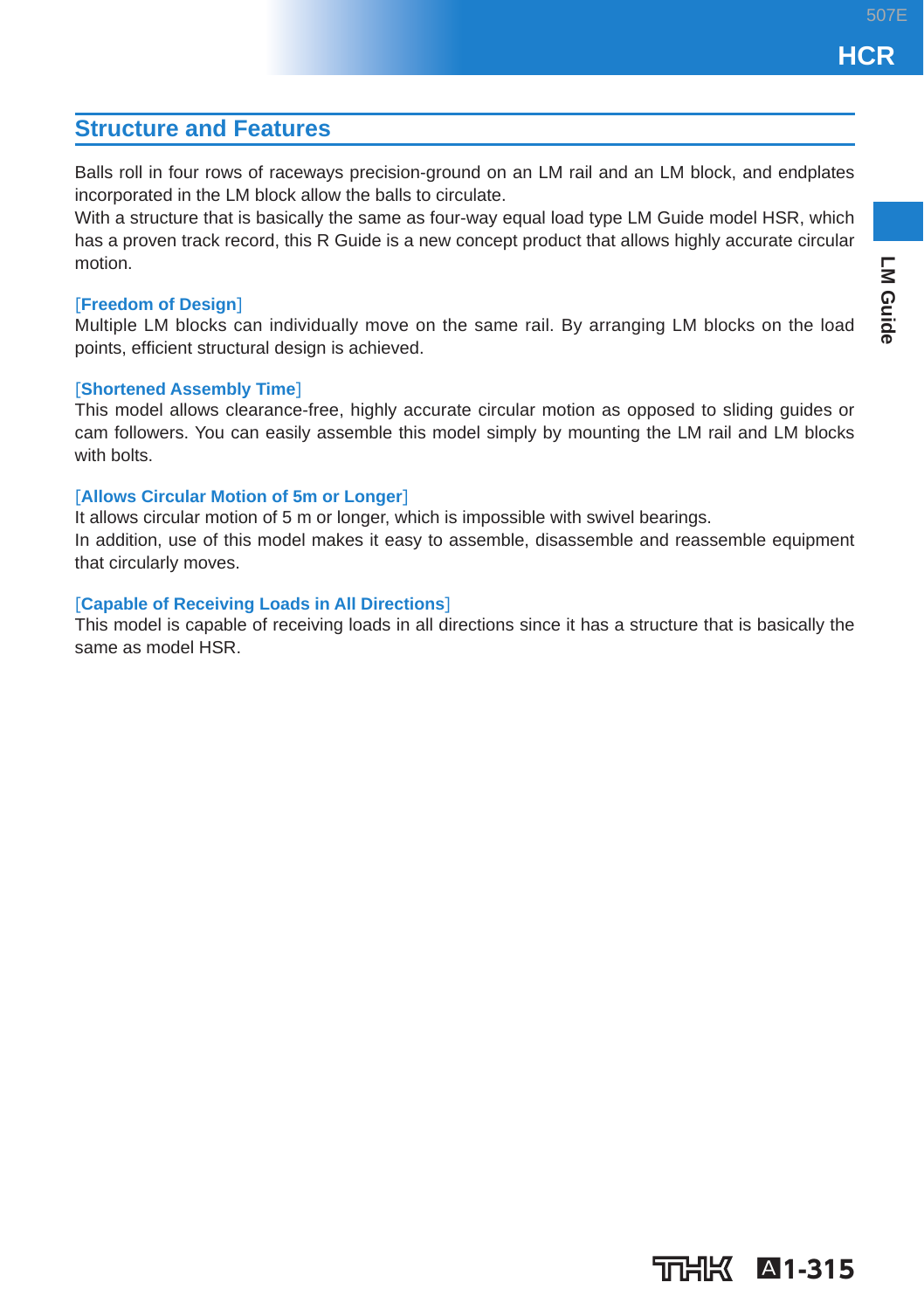## Structure and Features

Balls roll in four rows of raceways precision-ground on an LM rail and an LM block, and endplates incorporated in the LM block allow the balls to circulate.
With a structure that is basically the same as four-way equal load type LM Guide model HSR, which has a proven track record, this R Guide is a new concept product that allows highly accurate circular motion.

**[Freedom of Design]**
Multiple LM blocks can individually move on the same rail. By arranging LM blocks on the load points, efficient structural design is achieved.

**[Shortened Assembly Time]**
This model allows clearance-free, highly accurate circular motion as opposed to sliding guides or cam followers. You can easily assemble this model simply by mounting the LM rail and LM blocks with bolts.

**[Allows Circular Motion of 5m or Longer]**
It allows circular motion of 5 m or longer, which is impossible with swivel bearings.
In addition, use of this model makes it easy to assemble, disassemble and reassemble equipment that circularly moves.

**[Capable of Receiving Loads in All Directions]**
This model is capable of receiving loads in all directions since it has a structure that is basically the same as model HSR.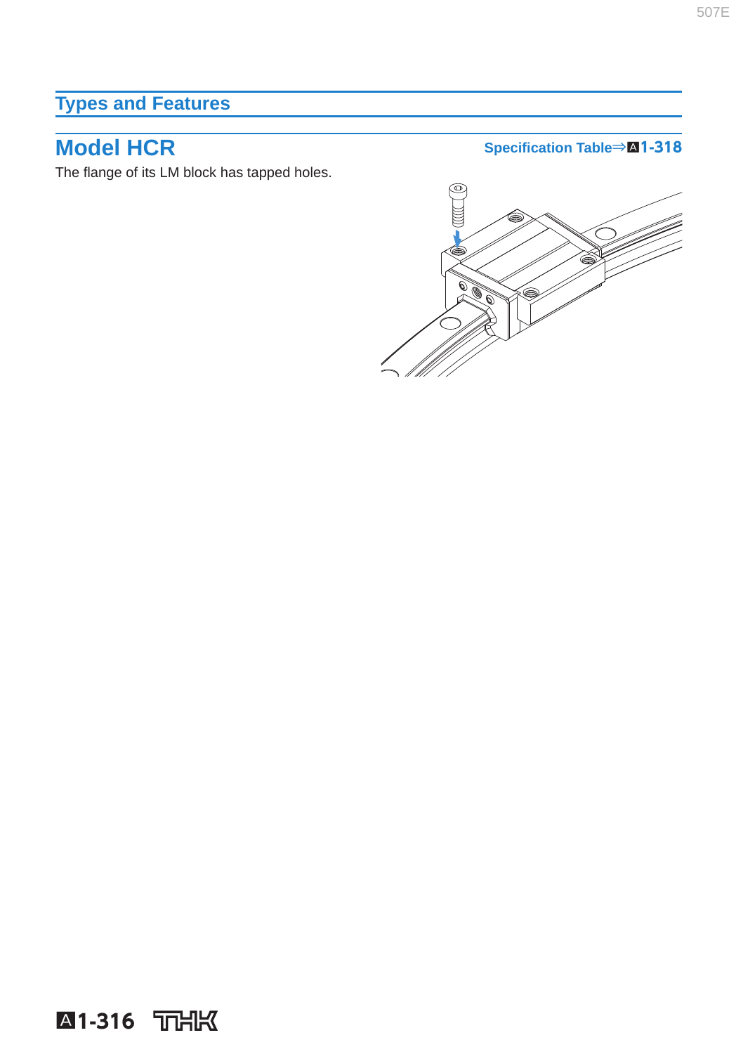## Types and Features

### Model HCR

Specification Table⇒A1-318

The flange of its LM block has tapped holes.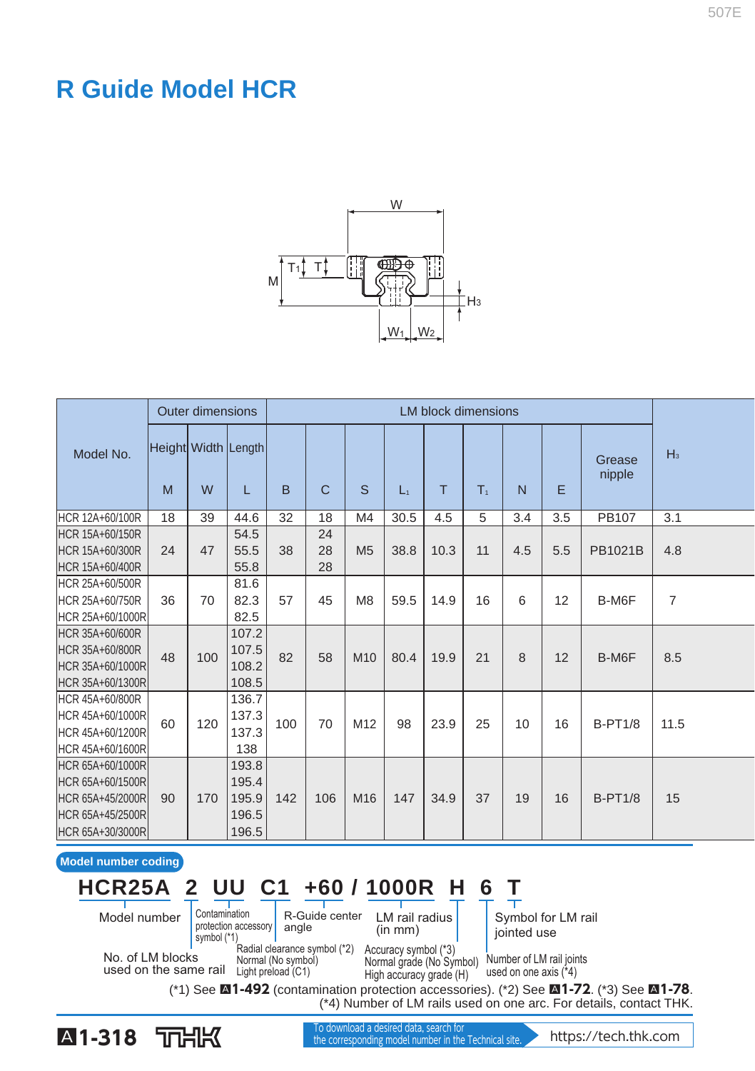# R Guide Model HCR

| Model No. | Outer dimensions | | | LM block dimensions | | | | | | | | | $H_3$ |
|---|---|---|---|---|---|---|---|---|---|---|---|---|---|
| | Height M | Width W | Length L | B | C | S | $L_1$ | T | $T_1$ | N | E | Grease nipple | |
| HCR 12A+60/100R | 18 | 39 | 44.6 | 32 | 18 | M4 | 30.5 | 4.5 | 5 | 3.4 | 3.5 | PB107 | 3.1 |
| HCR 15A+60/150R | 24 | 47 | 54.5 | 38 | 24 | M5 | 38.8 | 10.3 | 11 | 4.5 | 5.5 | PB1021B | 4.8 |
| HCR 15A+60/300R | | | 55.5 | | 28 | | | | | | | | |
| HCR 15A+60/400R | | | 55.8 | | 28 | | | | | | | | |
| HCR 25A+60/500R | 36 | 70 | 81.6 | 57 | 45 | M8 | 59.5 | 14.9 | 16 | 6 | 12 | B-M6F | 7 |
| HCR 25A+60/750R | | | 82.3 | | | | | | | | | | |
| HCR 25A+60/1000R | | | 82.5 | | | | | | | | | | |
| HCR 35A+60/600R | 48 | 100 | 107.2 | 82 | 58 | M10 | 80.4 | 19.9 | 21 | 8 | 12 | B-M6F | 8.5 |
| HCR 35A+60/800R | | | 107.5 | | | | | | | | | | |
| HCR 35A+60/1000R | | | 108.2 | | | | | | | | | | |
| HCR 35A+60/1300R | | | 108.5 | | | | | | | | | | |
| HCR 45A+60/800R | 60 | 120 | 136.7 | 100 | 70 | M12 | 98 | 23.9 | 25 | 10 | 16 | B-PT1/8 | 11.5 |
| HCR 45A+60/1000R | | | 137.3 | | | | | | | | | | |
| HCR 45A+60/1200R | | | 137.3 | | | | | | | | | | |
| HCR 45A+60/1600R | | | 138 | | | | | | | | | | |
| HCR 65A+60/1000R | 90 | 170 | 193.8 | 142 | 106 | M16 | 147 | 34.9 | 37 | 19 | 16 | B-PT1/8 | 15 |
| HCR 65A+60/1500R | | | 195.4 | | | | | | | | | | |
| HCR 65A+45/2000R | | | 195.9 | | | | | | | | | | |
| HCR 65A+45/2500R | | | 196.5 | | | | | | | | | | |
| HCR 65A+30/3000R | | | 196.5 | | | | | | | | | | |

**Model number coding**

**HCR25A 2 UU C1 +60 / 1000R H 6 T**

- HCR25A: Model number
- 2: No. of LM blocks used on the same rail
- UU: Contamination protection accessory symbol (*1)
- C1: Radial clearance symbol (*2) — Normal (No symbol), Light preload (C1)
- +60: R-Guide center angle
- 1000R: LM rail radius (in mm)
- H: Accuracy symbol (*3) — Normal grade (No Symbol), High accuracy grade (H)
- 6: Number of LM rail joints used on one axis (*4)
- T: Symbol for LM rail jointed use

(*1) See A1-492 (contamination protection accessories). (*2) See A1-72. (*3) See A1-78.
(*4) Number of LM rails used on one arc. For details, contact THK.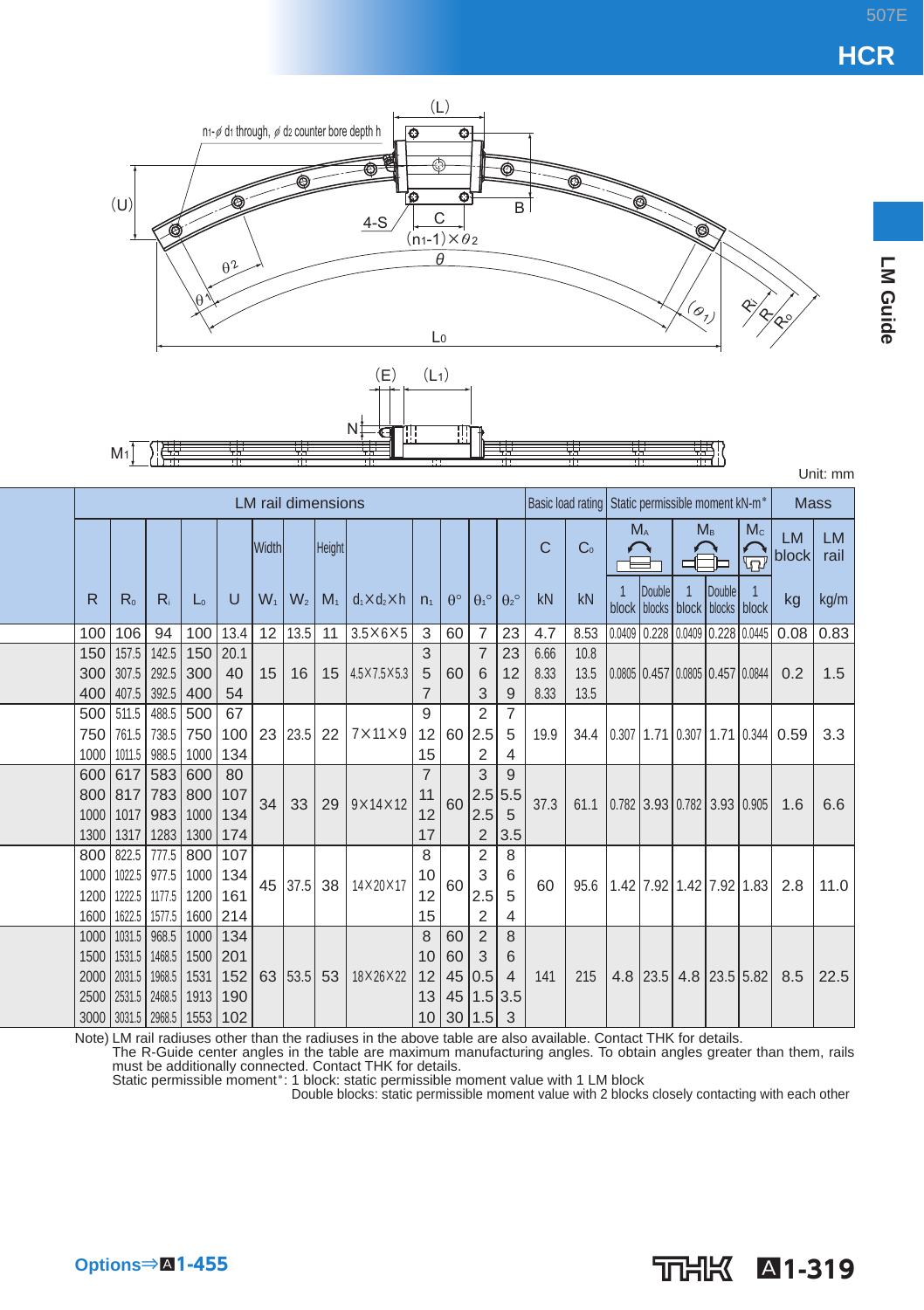# HCR

Unit: mm

| R | $R_o$ | $R_i$ | $L_o$ | U | Width $W_1$ | $W_2$ | Height $M_1$ | $d_1 \times d_2 \times h$ | $n_1$ | θ° | $θ_1$° | $θ_2$° | Basic load rating C kN | $C_0$ kN | $M_A$ 1 block | $M_A$ Double blocks | $M_B$ 1 block | $M_B$ Double blocks | $M_C$ 1 block | Mass LM block kg | LM rail kg/m |
|---|---|---|---|---|---|---|---|---|---|---|---|---|---|---|---|---|---|---|---|---|---|
| 100 | 106 | 94 | 100 | 13.4 | 12 | 13.5 | 11 | 3.5×6×5 | 3 | 60 | 7 | 23 | 4.7 | 8.53 | 0.0409 | 0.228 | 0.0409 | 0.228 | 0.0445 | 0.08 | 0.83 |
| 150 | 157.5 | 142.5 | 150 | 20.1 | 15 | 16 | 15 | 4.5×7.5×5.3 | 3 | 60 | 7 | 23 | 6.66 | 10.8 | 0.0805 | 0.457 | 0.0805 | 0.457 | 0.0844 | 0.2 | 1.5 |
| 300 | 307.5 | 292.5 | 300 | 40 | | | | | 5 | | 6 | 12 | 8.33 | 13.5 | | | | | | | |
| 400 | 407.5 | 392.5 | 400 | 54 | | | | | 7 | | 3 | 9 | 8.33 | 13.5 | | | | | | | |
| 500 | 511.5 | 488.5 | 500 | 67 | 23 | 23.5 | 22 | 7×11×9 | 9 | 60 | 2 | 7 | 19.9 | 34.4 | 0.307 | 1.71 | 0.307 | 1.71 | 0.344 | 0.59 | 3.3 |
| 750 | 761.5 | 738.5 | 750 | 100 | | | | | 12 | | 2.5 | 5 | | | | | | | | | |
| 1000 | 1011.5 | 988.5 | 1000 | 134 | | | | | 15 | | 2 | 4 | | | | | | | | | |
| 600 | 617 | 583 | 600 | 80 | 34 | 33 | 29 | 9×14×12 | 7 | 60 | 3 | 9 | 37.3 | 61.1 | 0.782 | 3.93 | 0.782 | 3.93 | 0.905 | 1.6 | 6.6 |
| 800 | 817 | 783 | 800 | 107 | | | | | 11 | | 2.5 | 5.5 | | | | | | | | | |
| 1000 | 1017 | 983 | 1000 | 134 | | | | | 12 | | 2.5 | 5 | | | | | | | | | |
| 1300 | 1317 | 1283 | 1300 | 174 | | | | | 17 | | 2 | 3.5 | | | | | | | | | |
| 800 | 822.5 | 777.5 | 800 | 107 | 45 | 37.5 | 38 | 14×20×17 | 8 | 60 | 2 | 8 | 60 | 95.6 | 1.42 | 7.92 | 1.42 | 7.92 | 1.83 | 2.8 | 11.0 |
| 1000 | 1022.5 | 977.5 | 1000 | 134 | | | | | 10 | | 3 | 6 | | | | | | | | | |
| 1200 | 1222.5 | 1177.5 | 1200 | 161 | | | | | 12 | | 2.5 | 5 | | | | | | | | | |
| 1600 | 1622.5 | 1577.5 | 1600 | 214 | | | | | 15 | | 2 | 4 | | | | | | | | | |
| 1000 | 1031.5 | 968.5 | 1000 | 134 | 63 | 53.5 | 53 | 18×26×22 | 8 | 60 | 2 | 8 | 141 | 215 | 4.8 | 23.5 | 4.8 | 23.5 | 5.82 | 8.5 | 22.5 |
| 1500 | 1531.5 | 1468.5 | 1500 | 201 | | | | | 10 | 60 | 3 | 6 | | | | | | | | | |
| 2000 | 2031.5 | 1968.5 | 1531 | 152 | | | | | 12 | 45 | 0.5 | 4 | | | | | | | | | |
| 2500 | 2531.5 | 2468.5 | 1913 | 190 | | | | | 13 | 45 | 1.5 | 3.5 | | | | | | | | | |
| 3000 | 3031.5 | 2968.5 | 1553 | 102 | | | | | 10 | 30 | 1.5 | 3 | | | | | | | | | |

LM rail dimensions; Static permissible moment kN-m*

Note) LM rail radiuses other than the radiuses in the above table are also available. Contact THK for details.
The R-Guide center angles in the table are maximum manufacturing angles. To obtain angles greater than them, rails must be additionally connected. Contact THK for details.
Static permissible moment*: 1 block: static permissible moment value with 1 LM block
Double blocks: static permissible moment value with 2 blocks closely contacting with each other

Options⇒A1-455